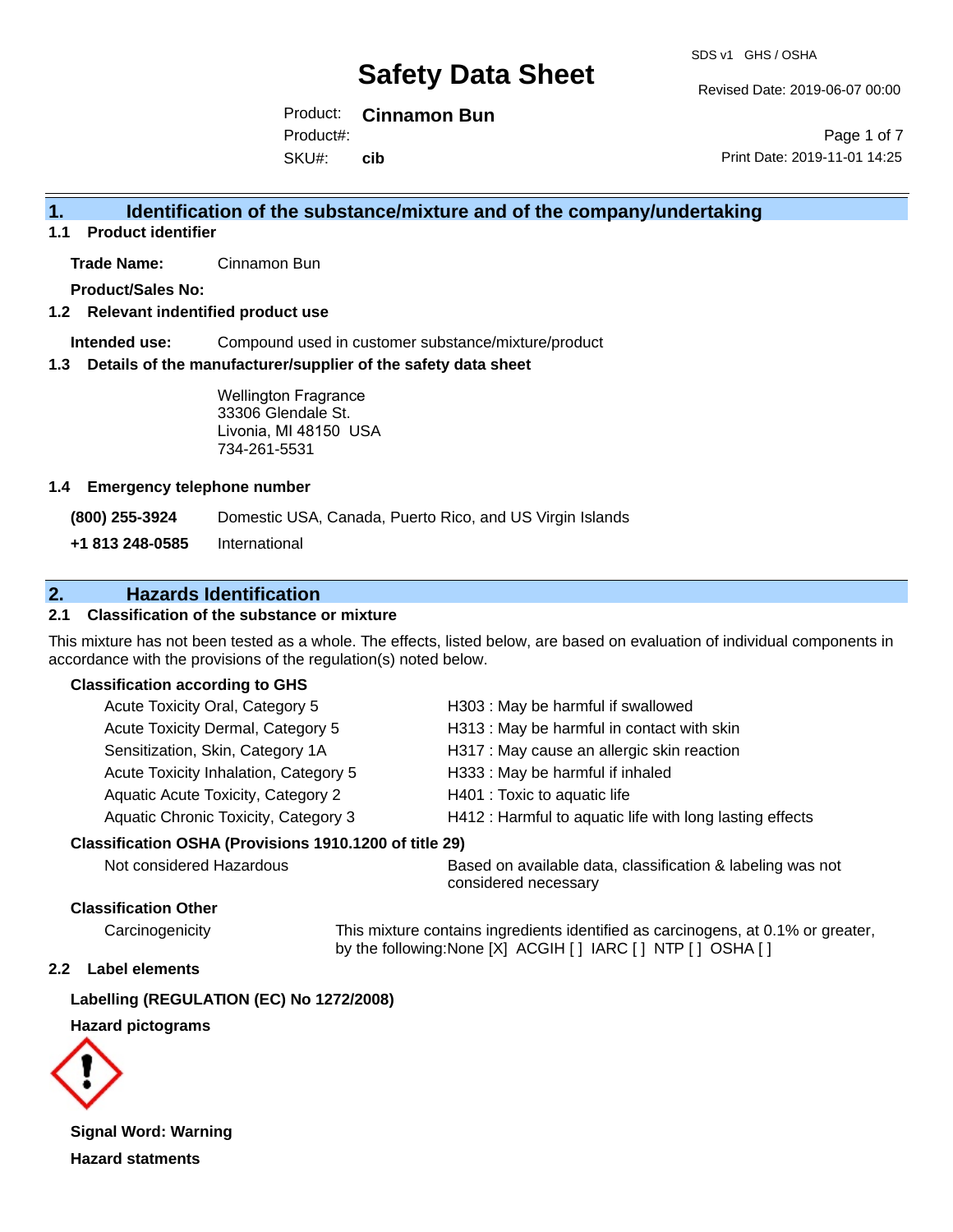# Safety Data Sheet

SDS v1 GHS / OSHA

Revised Date: 2019-06-07 00:00

Product: **Cinnamon Bun**
Product#:
SKU#: **cib**

Print Date: 2019-11-01 14:25

## 1. Identification of the substance/mixture and of the company/undertaking

### 1.1 Product identifier

**Trade Name:** Cinnamon Bun

**Product/Sales No:**

### 1.2 Relevant indentified product use

**Intended use:** Compound used in customer substance/mixture/product

### 1.3 Details of the manufacturer/supplier of the safety data sheet

Wellington Fragrance
33306 Glendale St.
Livonia, MI 48150 USA
734-261-5531

### 1.4 Emergency telephone number

**(800) 255-3924** Domestic USA, Canada, Puerto Rico, and US Virgin Islands

**+1 813 248-0585** International

## 2. Hazards Identification

### 2.1 Classification of the substance or mixture

This mixture has not been tested as a whole. The effects, listed below, are based on evaluation of individual components in accordance with the provisions of the regulation(s) noted below.

**Classification according to GHS**

| | |
|---|---|
| Acute Toxicity Oral, Category 5 | H303 : May be harmful if swallowed |
| Acute Toxicity Dermal, Category 5 | H313 : May be harmful in contact with skin |
| Sensitization, Skin, Category 1A | H317 : May cause an allergic skin reaction |
| Acute Toxicity Inhalation, Category 5 | H333 : May be harmful if inhaled |
| Aquatic Acute Toxicity, Category 2 | H401 : Toxic to aquatic life |
| Aquatic Chronic Toxicity, Category 3 | H412 : Harmful to aquatic life with long lasting effects |

**Classification OSHA (Provisions 1910.1200 of title 29)**

Not considered Hazardous — Based on available data, classification & labeling was not considered necessary

**Classification Other**

Carcinogenicity — This mixture contains ingredients identified as carcinogens, at 0.1% or greater, by the following:None [X] ACGIH [ ] IARC [ ] NTP [ ] OSHA [ ]

### 2.2 Label elements

**Labelling (REGULATION (EC) No 1272/2008)**

**Hazard pictograms**

**Signal Word: Warning**

**Hazard statments**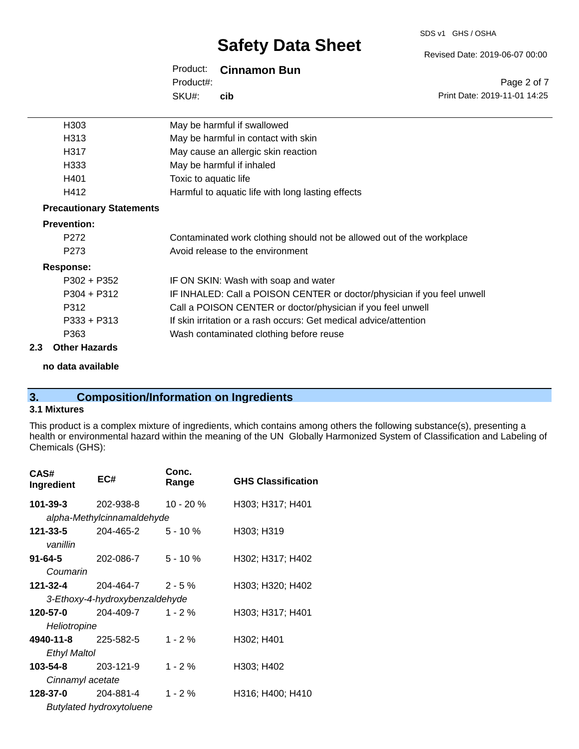| | |
|---|---|
| H303 | May be harmful if swallowed |
| H313 | May be harmful in contact with skin |
| H317 | May cause an allergic skin reaction |
| H333 | May be harmful if inhaled |
| H401 | Toxic to aquatic life |
| H412 | Harmful to aquatic life with long lasting effects |

**Precautionary Statements**

**Prevention:**

| | |
|---|---|
| P272 | Contaminated work clothing should not be allowed out of the workplace |
| P273 | Avoid release to the environment |

**Response:**

| | |
|---|---|
| P302 + P352 | IF ON SKIN: Wash with soap and water |
| P304 + P312 | IF INHALED: Call a POISON CENTER or doctor/physician if you feel unwell |
| P312 | Call a POISON CENTER or doctor/physician if you feel unwell |
| P333 + P313 | If skin irritation or a rash occurs: Get medical advice/attention |
| P363 | Wash contaminated clothing before reuse |

### 2.3 Other Hazards

**no data available**

## 3. Composition/Information on Ingredients

### 3.1 Mixtures

This product is a complex mixture of ingredients, which contains among others the following substance(s), presenting a health or environmental hazard within the meaning of the UN Globally Harmonized System of Classification and Labeling of Chemicals (GHS):

| CAS# Ingredient | EC# | Conc. Range | GHS Classification |
|---|---|---|---|
| **101-39-3** *alpha-Methylcinnamaldehyde* | 202-938-8 | 10 - 20 % | H303; H317; H401 |
| **121-33-5** *vanillin* | 204-465-2 | 5 - 10 % | H303; H319 |
| **91-64-5** *Coumarin* | 202-086-7 | 5 - 10 % | H302; H317; H402 |
| **121-32-4** *3-Ethoxy-4-hydroxybenzaldehyde* | 204-464-7 | 2 - 5 % | H303; H320; H402 |
| **120-57-0** *Heliotropine* | 204-409-7 | 1 - 2 % | H303; H317; H401 |
| **4940-11-8** *Ethyl Maltol* | 225-582-5 | 1 - 2 % | H302; H401 |
| **103-54-8** *Cinnamyl acetate* | 203-121-9 | 1 - 2 % | H303; H402 |
| **128-37-0** *Butylated hydroxytoluene* | 204-881-4 | 1 - 2 % | H316; H400; H410 |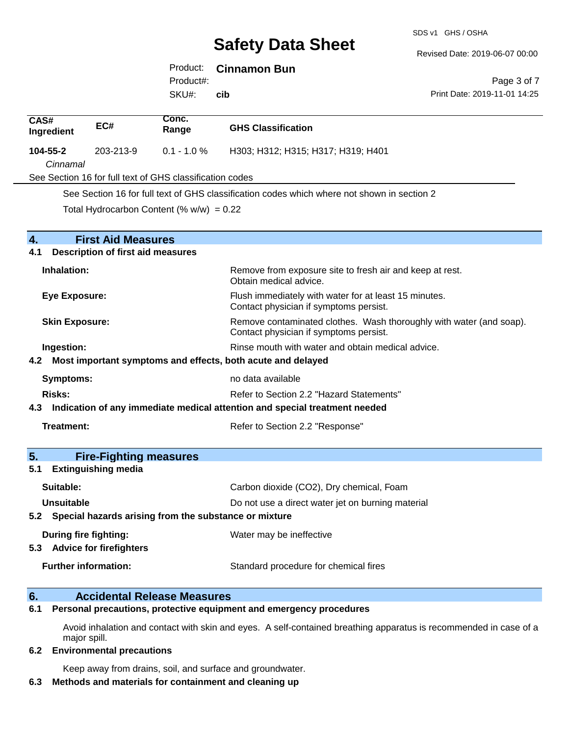| CAS# Ingredient | EC# | Conc. Range | GHS Classification |
|---|---|---|---|
| **104-55-2** *Cinnamal* | 203-213-9 | 0.1 - 1.0 % | H303; H312; H315; H317; H319; H401 |

See Section 16 for full text of GHS classification codes

See Section 16 for full text of GHS classification codes which where not shown in section 2

Total Hydrocarbon Content (% w/w) = 0.22

## 4. First Aid Measures

### 4.1 Description of first aid measures

**Inhalation:** Remove from exposure site to fresh air and keep at rest. Obtain medical advice.

**Eye Exposure:** Flush immediately with water for at least 15 minutes. Contact physician if symptoms persist.

**Skin Exposure:** Remove contaminated clothes. Wash thoroughly with water (and soap). Contact physician if symptoms persist.

**Ingestion:** Rinse mouth with water and obtain medical advice.

### 4.2 Most important symptoms and effects, both acute and delayed

**Symptoms:** no data available

**Risks:** Refer to Section 2.2 "Hazard Statements"

### 4.3 Indication of any immediate medical attention and special treatment needed

**Treatment:** Refer to Section 2.2 "Response"

## 5. Fire-Fighting measures

### 5.1 Extinguishing media

**Suitable:** Carbon dioxide ($CO_2$), Dry chemical, Foam

**Unsuitable** Do not use a direct water jet on burning material

### 5.2 Special hazards arising from the substance or mixture

**During fire fighting:** Water may be ineffective

### 5.3 Advice for firefighters

**Further information:** Standard procedure for chemical fires

## 6. Accidental Release Measures

### 6.1 Personal precautions, protective equipment and emergency procedures

Avoid inhalation and contact with skin and eyes. A self-contained breathing apparatus is recommended in case of a major spill.

### 6.2 Environmental precautions

Keep away from drains, soil, and surface and groundwater.

### 6.3 Methods and materials for containment and cleaning up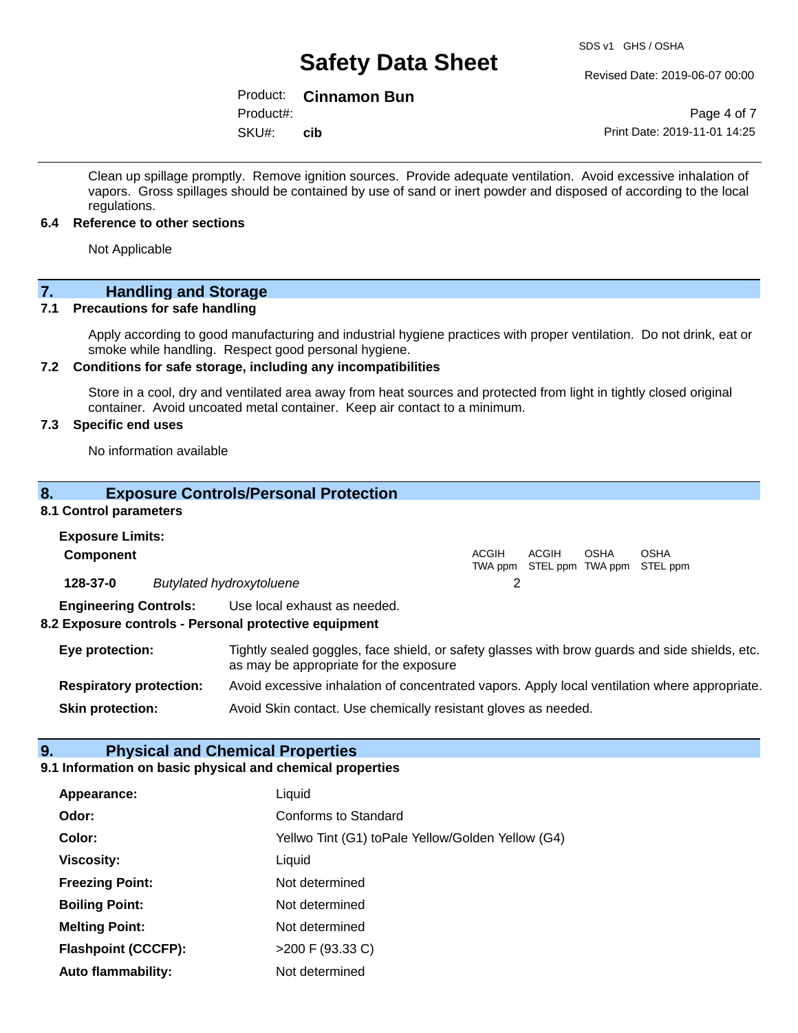Clean up spillage promptly. Remove ignition sources. Provide adequate ventilation. Avoid excessive inhalation of vapors. Gross spillages should be contained by use of sand or inert powder and disposed of according to the local regulations.

### 6.4 Reference to other sections

Not Applicable

## 7. Handling and Storage

### 7.1 Precautions for safe handling

Apply according to good manufacturing and industrial hygiene practices with proper ventilation. Do not drink, eat or smoke while handling. Respect good personal hygiene.

### 7.2 Conditions for safe storage, including any incompatibilities

Store in a cool, dry and ventilated area away from heat sources and protected from light in tightly closed original container. Avoid uncoated metal container. Keep air contact to a minimum.

### 7.3 Specific end uses

No information available

## 8. Exposure Controls/Personal Protection

### 8.1 Control parameters

**Exposure Limits:**

| Component | | ACGIH TWA ppm | ACGIH STEL ppm | OSHA TWA ppm | OSHA STEL ppm |
|---|---|---|---|---|---|
| **128-37-0** | *Butylated hydroxytoluene* | 2 | | | |

**Engineering Controls:** Use local exhaust as needed.

### 8.2 Exposure controls - Personal protective equipment

**Eye protection:** Tightly sealed goggles, face shield, or safety glasses with brow guards and side shields, etc. as may be appropriate for the exposure

**Respiratory protection:** Avoid excessive inhalation of concentrated vapors. Apply local ventilation where appropriate.

**Skin protection:** Avoid Skin contact. Use chemically resistant gloves as needed.

## 9. Physical and Chemical Properties

### 9.1 Information on basic physical and chemical properties

| | |
|---|---|
| **Appearance:** | Liquid |
| **Odor:** | Conforms to Standard |
| **Color:** | Yellwo Tint (G1) toPale Yellow/Golden Yellow (G4) |
| **Viscosity:** | Liquid |
| **Freezing Point:** | Not determined |
| **Boiling Point:** | Not determined |
| **Melting Point:** | Not determined |
| **Flashpoint (CCCFP):** | >200 F (93.33 C) |
| **Auto flammability:** | Not determined |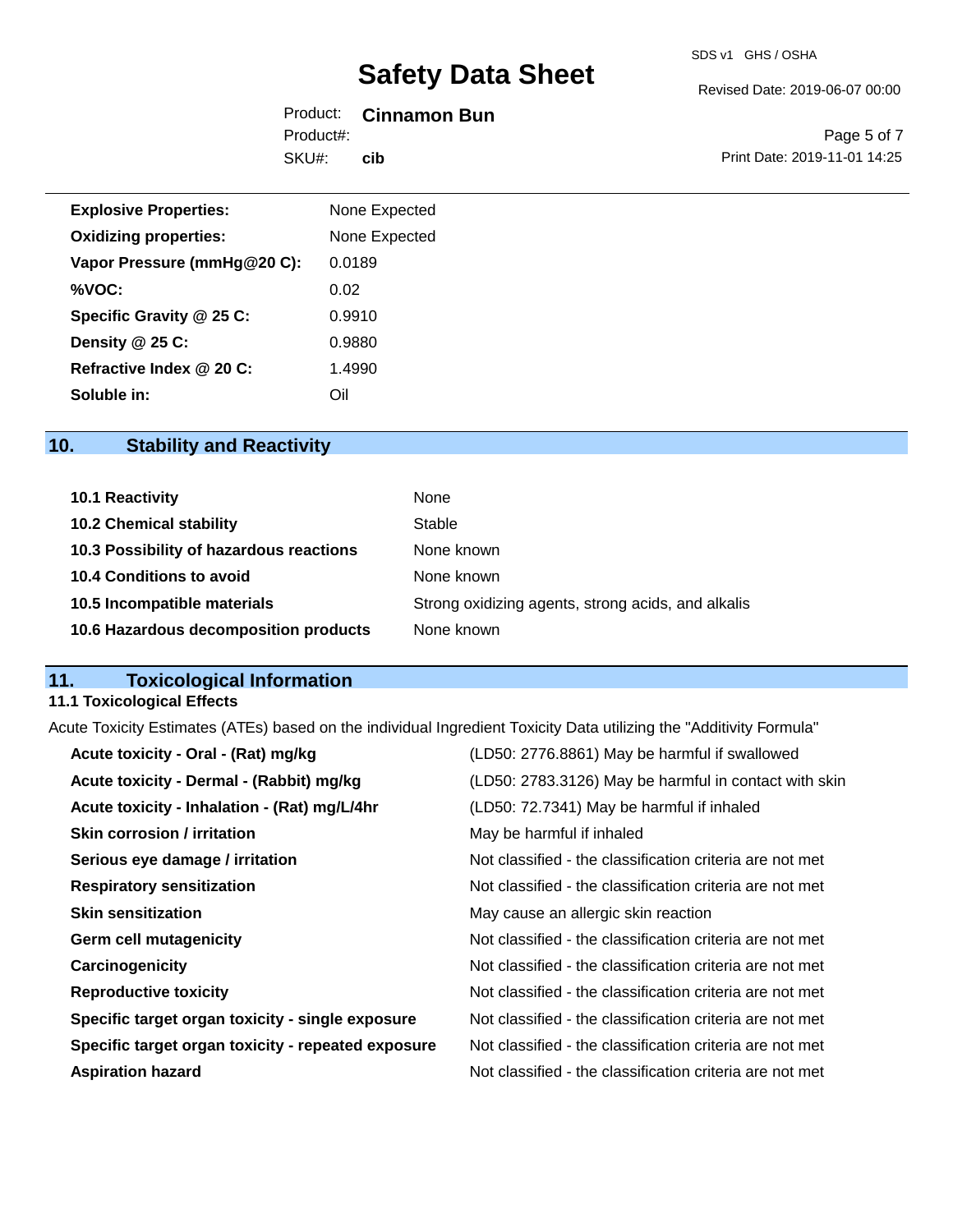| | |
|---|---|
| **Explosive Properties:** | None Expected |
| **Oxidizing properties:** | None Expected |
| **Vapor Pressure (mmHg@20 C):** | 0.0189 |
| **%VOC:** | 0.02 |
| **Specific Gravity @ 25 C:** | 0.9910 |
| **Density @ 25 C:** | 0.9880 |
| **Refractive Index @ 20 C:** | 1.4990 |
| **Soluble in:** | Oil |

## 10. Stability and Reactivity

| | |
|---|---|
| **10.1 Reactivity** | None |
| **10.2 Chemical stability** | Stable |
| **10.3 Possibility of hazardous reactions** | None known |
| **10.4 Conditions to avoid** | None known |
| **10.5 Incompatible materials** | Strong oxidizing agents, strong acids, and alkalis |
| **10.6 Hazardous decomposition products** | None known |

## 11. Toxicological Information

### 11.1 Toxicological Effects

Acute Toxicity Estimates (ATEs) based on the individual Ingredient Toxicity Data utilizing the "Additivity Formula"

| | |
|---|---|
| **Acute toxicity - Oral - (Rat) mg/kg** | (LD50: 2776.8861) May be harmful if swallowed |
| **Acute toxicity - Dermal - (Rabbit) mg/kg** | (LD50: 2783.3126) May be harmful in contact with skin |
| **Acute toxicity - Inhalation - (Rat) mg/L/4hr** | (LD50: 72.7341) May be harmful if inhaled |
| **Skin corrosion / irritation** | May be harmful if inhaled |
| **Serious eye damage / irritation** | Not classified - the classification criteria are not met |
| **Respiratory sensitization** | Not classified - the classification criteria are not met |
| **Skin sensitization** | May cause an allergic skin reaction |
| **Germ cell mutagenicity** | Not classified - the classification criteria are not met |
| **Carcinogenicity** | Not classified - the classification criteria are not met |
| **Reproductive toxicity** | Not classified - the classification criteria are not met |
| **Specific target organ toxicity - single exposure** | Not classified - the classification criteria are not met |
| **Specific target organ toxicity - repeated exposure** | Not classified - the classification criteria are not met |
| **Aspiration hazard** | Not classified - the classification criteria are not met |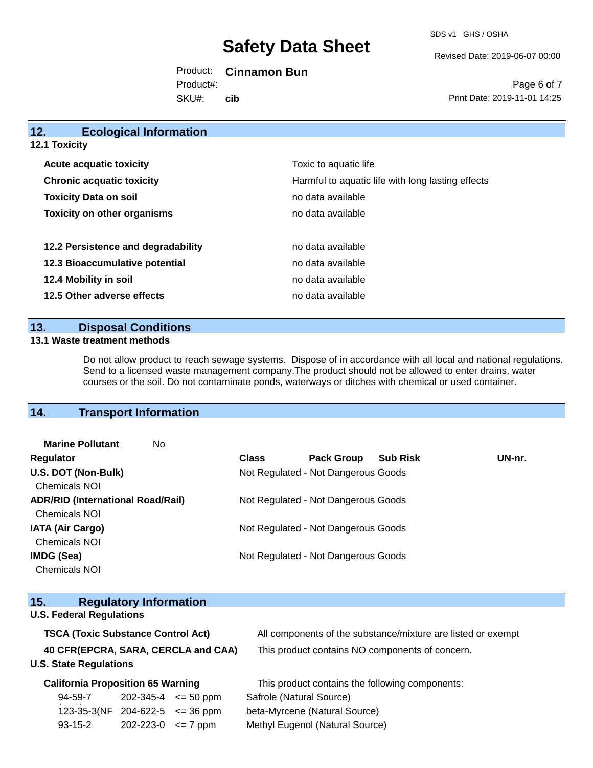## 12. Ecological Information

### 12.1 Toxicity

| | |
|---|---|
| **Acute acquatic toxicity** | Toxic to aquatic life |
| **Chronic acquatic toxicity** | Harmful to aquatic life with long lasting effects |
| **Toxicity Data on soil** | no data available |
| **Toxicity on other organisms** | no data available |

| | |
|---|---|
| **12.2 Persistence and degradability** | no data available |
| **12.3 Bioaccumulative potential** | no data available |
| **12.4 Mobility in soil** | no data available |
| **12.5 Other adverse effects** | no data available |

## 13. Disposal Conditions

### 13.1 Waste treatment methods

Do not allow product to reach sewage systems. Dispose of in accordance with all local and national regulations. Send to a licensed waste management company.The product should not be allowed to enter drains, water courses or the soil. Do not contaminate ponds, waterways or ditches with chemical or used container.

## 14. Transport Information

**Marine Pollutant** No

| Regulator | Class | Pack Group | Sub Risk | UN-nr. |
|---|---|---|---|---|
| **U.S. DOT (Non-Bulk)** Chemicals NOI | Not Regulated - Not Dangerous Goods | | | |
| **ADR/RID (International Road/Rail)** Chemicals NOI | Not Regulated - Not Dangerous Goods | | | |
| **IATA (Air Cargo)** Chemicals NOI | Not Regulated - Not Dangerous Goods | | | |
| **IMDG (Sea)** Chemicals NOI | Not Regulated - Not Dangerous Goods | | | |

## 15. Regulatory Information

### U.S. Federal Regulations

| | |
|---|---|
| **TSCA (Toxic Substance Control Act)** | All components of the substance/mixture are listed or exempt |
| **40 CFR(EPCRA, SARA, CERCLA and CAA)** | This product contains NO components of concern. |

### U.S. State Regulations

**California Proposition 65 Warning** This product contains the following components:

| | | | |
|---|---|---|---|
| 94-59-7 | 202-345-4 | <= 50 ppm | Safrole (Natural Source) |
| 123-35-3(NF | 204-622-5 | <= 36 ppm | beta-Myrcene (Natural Source) |
| 93-15-2 | 202-223-0 | <= 7 ppm | Methyl Eugenol (Natural Source) |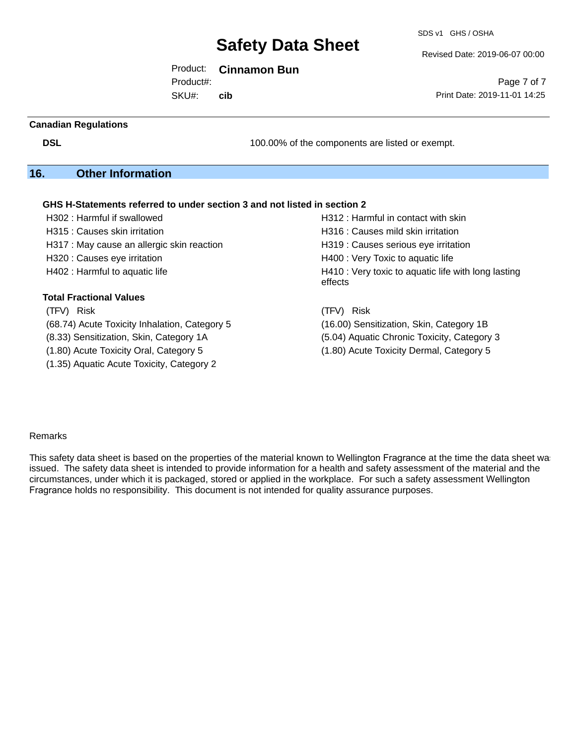### Canadian Regulations

**DSL** 100.00% of the components are listed or exempt.

## 16. Other Information

**GHS H-Statements referred to under section 3 and not listed in section 2**

H302 : Harmful if swallowed
H312 : Harmful in contact with skin
H315 : Causes skin irritation
H316 : Causes mild skin irritation
H317 : May cause an allergic skin reaction
H319 : Causes serious eye irritation
H320 : Causes eye irritation
H400 : Very Toxic to aquatic life
H402 : Harmful to aquatic life
H410 : Very toxic to aquatic life with long lasting effects

**Total Fractional Values**

| (TFV) Risk | (TFV) Risk |
|---|---|
| (68.74) Acute Toxicity Inhalation, Category 5 | (16.00) Sensitization, Skin, Category 1B |
| (8.33) Sensitization, Skin, Category 1A | (5.04) Aquatic Chronic Toxicity, Category 3 |
| (1.80) Acute Toxicity Oral, Category 5 | (1.80) Acute Toxicity Dermal, Category 5 |
| (1.35) Aquatic Acute Toxicity, Category 2 | |

Remarks

This safety data sheet is based on the properties of the material known to Wellington Fragrance at the time the data sheet was issued. The safety data sheet is intended to provide information for a health and safety assessment of the material and the circumstances, under which it is packaged, stored or applied in the workplace. For such a safety assessment Wellington Fragrance holds no responsibility. This document is not intended for quality assurance purposes.